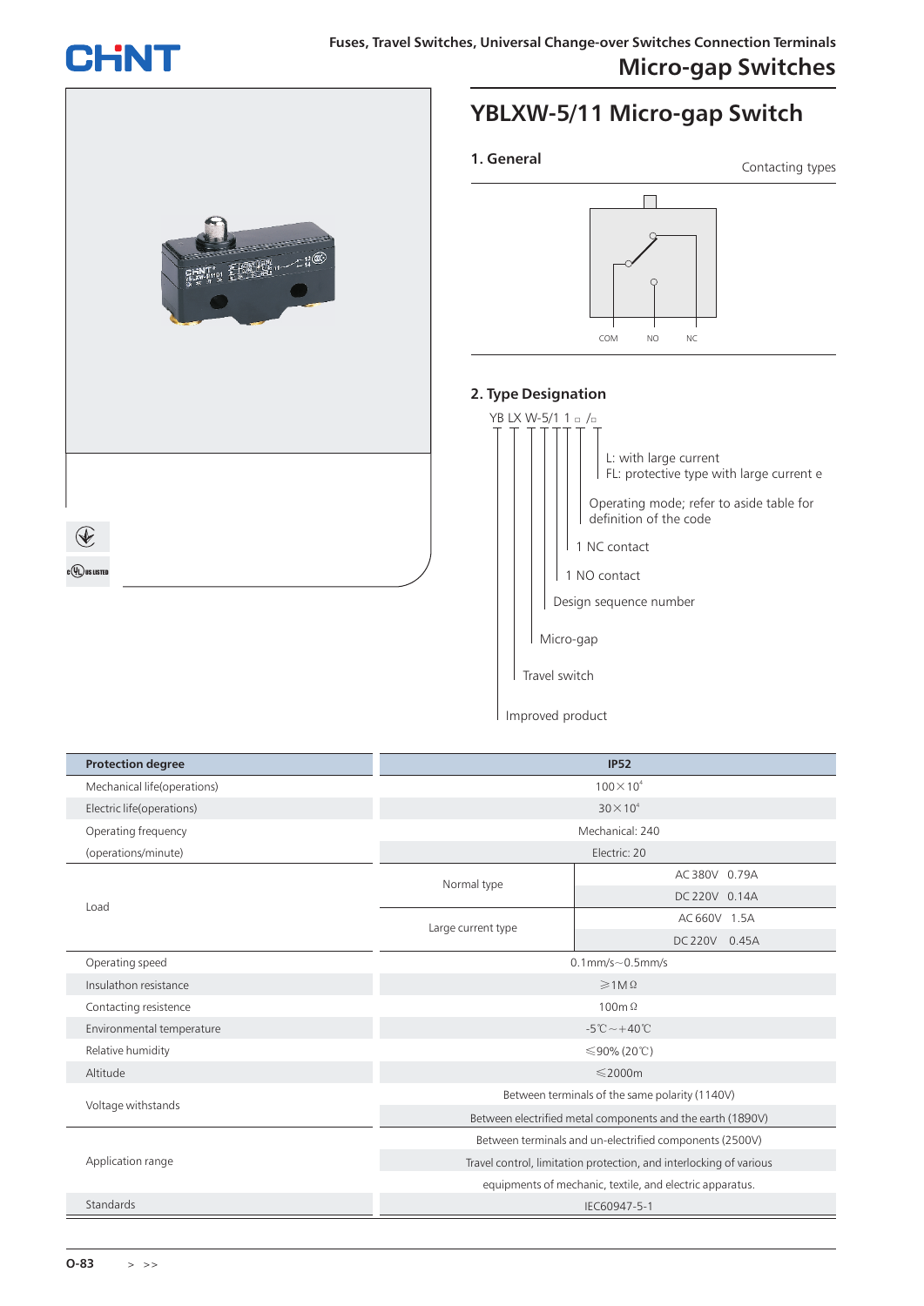# YBLXW-5/11 Micro-gap Switch

## 1. General

Contacting types

COM NO NC

## 2. Type Designation

YB LX W-5/1 1 □ /□

- L: with large current
- FL: protective type with large current e
- Operating mode; refer to aside table for definition of the code
- 1 NC contact
- 1 NO contact
- Design sequence number
- Micro-gap
- Travel switch
- Improved product

| Protection degree | IP52 | |
|---|---|---|
| Mechanical life(operations) | $100\times10^4$ | |
| Electric life(operations) | $30\times10^4$ | |
| Operating frequency (operations/minute) | Mechanical: 240 | |
| | Electric: 20 | |
| Load | Normal type | AC 380V 0.79A |
| | | DC 220V 0.14A |
| | Large current type | AC 660V 1.5A |
| | | DC 220V 0.45A |
| Operating speed | 0.1mm/s~0.5mm/s | |
| Insulathon resistance | ≥1MΩ | |
| Contacting resistence | 100mΩ | |
| Environmental temperature | -5℃~+40℃ | |
| Relative humidity | ≤90% (20℃) | |
| Altitude | ≤2000m | |
| Voltage withstands | Between terminals of the same polarity (1140V) | |
| | Between electrified metal components and the earth (1890V) | |
| Application range | Between terminals and un-electrified components (2500V) | |
| | Travel control, limitation protection, and interlocking of various equipments of mechanic, textile, and electric apparatus. | |
| Standards | IEC60947-5-1 | |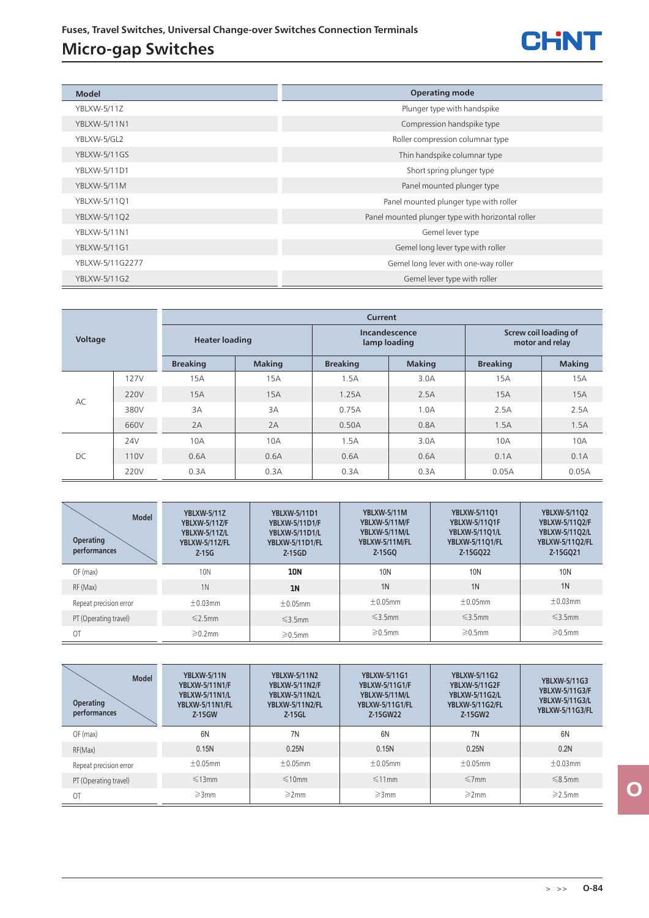# Micro-gap Switches

| Model | Operating mode |
|---|---|
| YBLXW-5/11Z | Plunger type with handspike |
| YBLXW-5/11N1 | Compression handspike type |
| YBLXW-5/GL2 | Roller compression columnar type |
| YBLXW-5/11GS | Thin handspike columnar type |
| YBLXW-5/11D1 | Short spring plunger type |
| YBLXW-5/11M | Panel mounted plunger type |
| YBLXW-5/11Q1 | Panel mounted plunger type with roller |
| YBLXW-5/11Q2 | Panel mounted plunger type with horizontal roller |
| YBLXW-5/11N1 | Gemel lever type |
| YBLXW-5/11G1 | Gemel long lever type with roller |
| YBLXW-5/11G2277 | Gemel long lever with one-way roller |
| YBLXW-5/11G2 | Gemel lever type with roller |

| Voltage | | Current | | | | | |
|---|---|---|---|---|---|---|---|
| | | Heater loading | | Incandescence lamp loading | | Screw coil loading of motor and relay | |
| | | Breaking | Making | Breaking | Making | Breaking | Making |
| AC | 127V | 15A | 15A | 1.5A | 3.0A | 15A | 15A |
| | 220V | 15A | 15A | 1.25A | 2.5A | 15A | 15A |
| | 380V | 3A | 3A | 0.75A | 1.0A | 2.5A | 2.5A |
| | 660V | 2A | 2A | 0.50A | 0.8A | 1.5A | 1.5A |
| DC | 24V | 10A | 10A | 1.5A | 3.0A | 10A | 10A |
| | 110V | 0.6A | 0.6A | 0.6A | 0.6A | 0.1A | 0.1A |
| | 220V | 0.3A | 0.3A | 0.3A | 0.3A | 0.05A | 0.05A |

| Model / Operating performances | YBLXW-5/11Z YBLXW-5/11Z/F YBLXW-5/11Z/L YBLXW-5/11Z/FL Z-15G | YBLXW-5/11D1 YBLXW-5/11D1/F YBLXW-5/11D1/L YBLXW-5/11D1/FL Z-15GD | YBLXW-5/11M YBLXW-5/11M/F YBLXW-5/11M/L YBLXW-5/11M/FL Z-15GQ | YBLXW-5/11Q1 YBLXW-5/11Q1F YBLXW-5/11Q1/L YBLXW-5/11Q1/FL Z-15GQ22 | YBLXW-5/11Q2 YBLXW-5/11Q2/F YBLXW-5/11Q2/L YBLXW-5/11Q2/FL Z-15GQ21 |
|---|---|---|---|---|---|
| OF (max) | 10N | **10N** | 10N | 10N | 10N |
| RF (Max) | 1N | **1N** | 1N | 1N | 1N |
| Repeat precision error | ±0.03mm | ±0.05mm | ±0.05mm | ±0.05mm | ±0.03mm |
| PT (Operating travel) | ≤2.5mm | ≤3.5mm | ≤3.5mm | ≤3.5mm | ≤3.5mm |
| OT | ≥0.2mm | ≥0.5mm | ≥0.5mm | ≥0.5mm | ≥0.5mm |

| Model / Operating performances | YBLXW-5/11N YBLXW-5/11N1/F YBLXW-5/11N1/L YBLXW-5/11N1/FL Z-15GW | YBLXW-5/11N2 YBLXW-5/11N2/F YBLXW-5/11N2/L YBLXW-5/11N2/FL Z-15GL | YBLXW-5/11G1 YBLXW-5/11G1/F YBLXW-5/11M/L YBLXW-5/11G1/FL Z-15GW22 | YBLXW-5/11G2 YBLXW-5/11G2F YBLXW-5/11G2/L YBLXW-5/11G2/FL Z-15GW2 | YBLXW-5/11G3 YBLXW-5/11G3/F YBLXW-5/11G3/L YBLXW-5/11G3/FL |
|---|---|---|---|---|---|
| OF (max) | 6N | 7N | 6N | 7N | 6N |
| RF(Max) | 0.15N | 0.25N | 0.15N | 0.25N | 0.2N |
| Repeat precision error | ±0.05mm | ±0.05mm | ±0.05mm | ±0.05mm | ±0.03mm |
| PT (Operating travel) | ≤13mm | ≤10mm | ≤11mm | ≤7mm | ≤8.5mm |
| OT | ≥3mm | ≥2mm | ≥3mm | ≥2mm | ≥2.5mm |